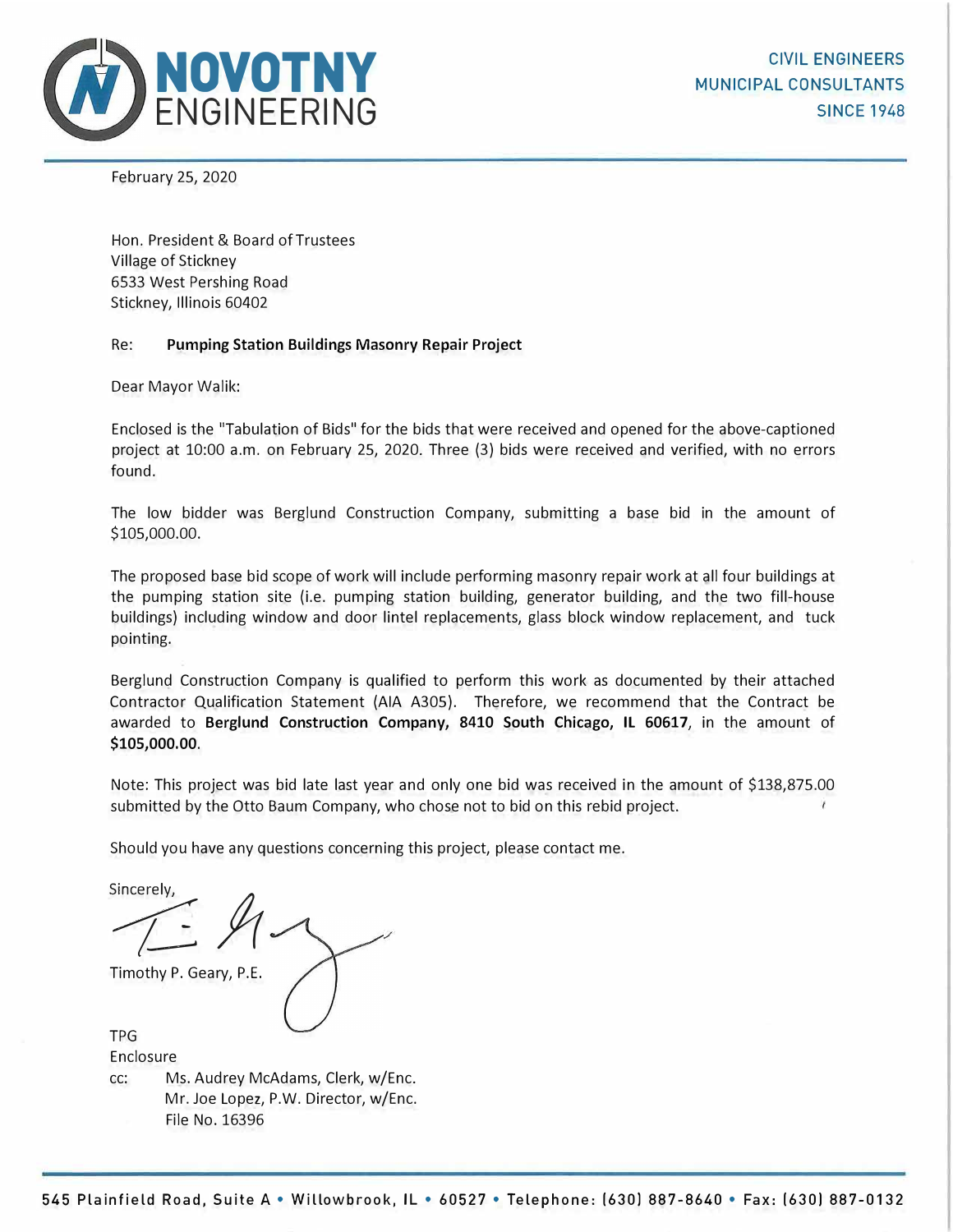# NOVOTNY ENGINEERING

CIVIL ENGINEERS
MUNICIPAL CONSULTANTS
SINCE 1948

February 25, 2020

Hon. President & Board of Trustees
Village of Stickney
6533 West Pershing Road
Stickney, Illinois 60402

Re: **Pumping Station Buildings Masonry Repair Project**

Dear Mayor Walik:

Enclosed is the "Tabulation of Bids" for the bids that were received and opened for the above-captioned project at 10:00 a.m. on February 25, 2020. Three (3) bids were received and verified, with no errors found.

The low bidder was Berglund Construction Company, submitting a base bid in the amount of $105,000.00.

The proposed base bid scope of work will include performing masonry repair work at all four buildings at the pumping station site (i.e. pumping station building, generator building, and the two fill-house buildings) including window and door lintel replacements, glass block window replacement, and tuck pointing.

Berglund Construction Company is qualified to perform this work as documented by their attached Contractor Qualification Statement (AIA A305). Therefore, we recommend that the Contract be awarded to **Berglund Construction Company, 8410 South Chicago, IL 60617**, in the amount of **$105,000.00**.

Note: This project was bid late last year and only one bid was received in the amount of $138,875.00 submitted by the Otto Baum Company, who chose not to bid on this rebid project.

Should you have any questions concerning this project, please contact me.

Sincerely,

Timothy P. Geary, P.E.

TPG
Enclosure
cc: Ms. Audrey McAdams, Clerk, w/Enc.
Mr. Joe Lopez, P.W. Director, w/Enc.
File No. 16396

545 Plainfield Road, Suite A • Willowbrook, IL • 60527 • Telephone: (630) 887-8640 • Fax: (630) 887-0132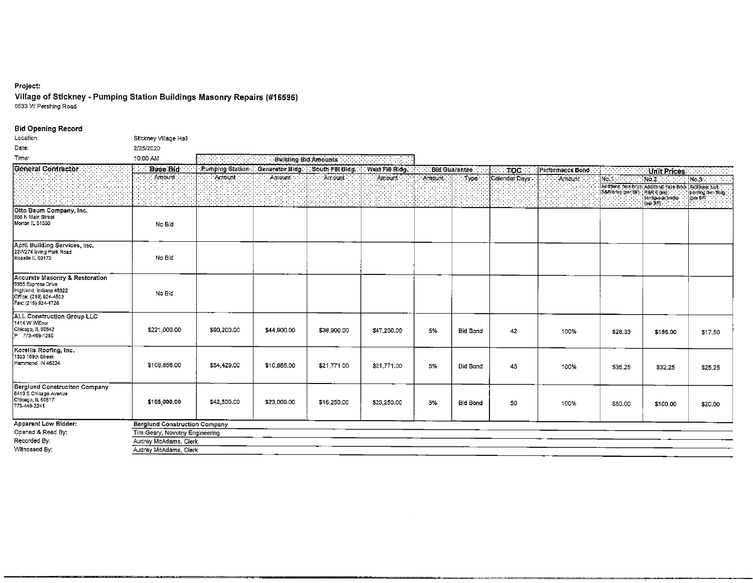**Project:**

**Village of Stickney - Pumping Station Buildings Masonry Repairs (#16596)**

6533 W Pershing Road

**Bid Opening Record**

Location: Stickney Village Hall

Date: 2/25/2020

Time: 10:00 AM

| General Contractor | Base Bid | Building Bid Amounts | | | | Bid Guarantee | | TOC | Performance Bond | Unit Prices | | |
|---|---|---|---|---|---|---|---|---|---|---|---|---|
| | Amount | Pumping Station Amount | Generator Bldg. Amount | South Fill Bldg. Amount | West Fill Bldg. Amount | Amount | Type | Calendar Days | Amount | No.1 Additional face brick R&R/brick (per SF) | No.2 Additional Face Brick R&R 6 (six) contiguous bricks (per SF) | No.3 Additional tuck pointing Gen Bldg (per SF) |
| Otto Baum Company, Inc.<br>866 N Main Street<br>Morton IL 61550 | No Bid | | | | | | | | | | | |
| April Building Services, Inc.<br>22W274 Irving Park Road<br>Roselle IL 60172 | No Bid | | | | | | | | | | | |
| Accurate Masonry & Restoration<br>9955 Express Drive<br>Highland, Indiana 46322<br>Office: (219) 924-4503<br>Fax: (219) 924-4728 | No Bid | | | | | | | | | | | |
| ALL Construction Group LLC<br>1414 W Willow<br>Chicago, IL 60642<br>P 773-469-1260 | $221,000.00 | $90,200.00 | $44,900.00 | $38,900.00 | $47,200.00 | 5% | Bid Bond | 42 | 100% | $28.33 | $186.00 | $17.50 |
| Korellis Roofing, Inc.<br>1333 169th Street<br>Hammond IN 46324 | $108,856.00 | $54,429.00 | $10,885.00 | $21,771.00 | $21,771.00 | 5% | Bid Bond | 45 | 100% | $35.25 | $32.25 | $25.25 |
| Berglund Construciton Company<br>8410 S Chicago Avenue<br>Chicago, IL 60617<br>773-449-2241 | $105,000.00 | $42,500.00 | $23,000.00 | $16,250.00 | $23,250.00 | 5% | Bid Bond | 50 | 100% | $50.00 | $100.00 | $20.00 |

Apparent Low Bidder: **Berglund Construction Company**

Opened & Read By: Tim Geary, Novotny Engineering

Recorded By: Audrey McAdams, Clerk

Witnessed By: Audrey McAdams, Clerk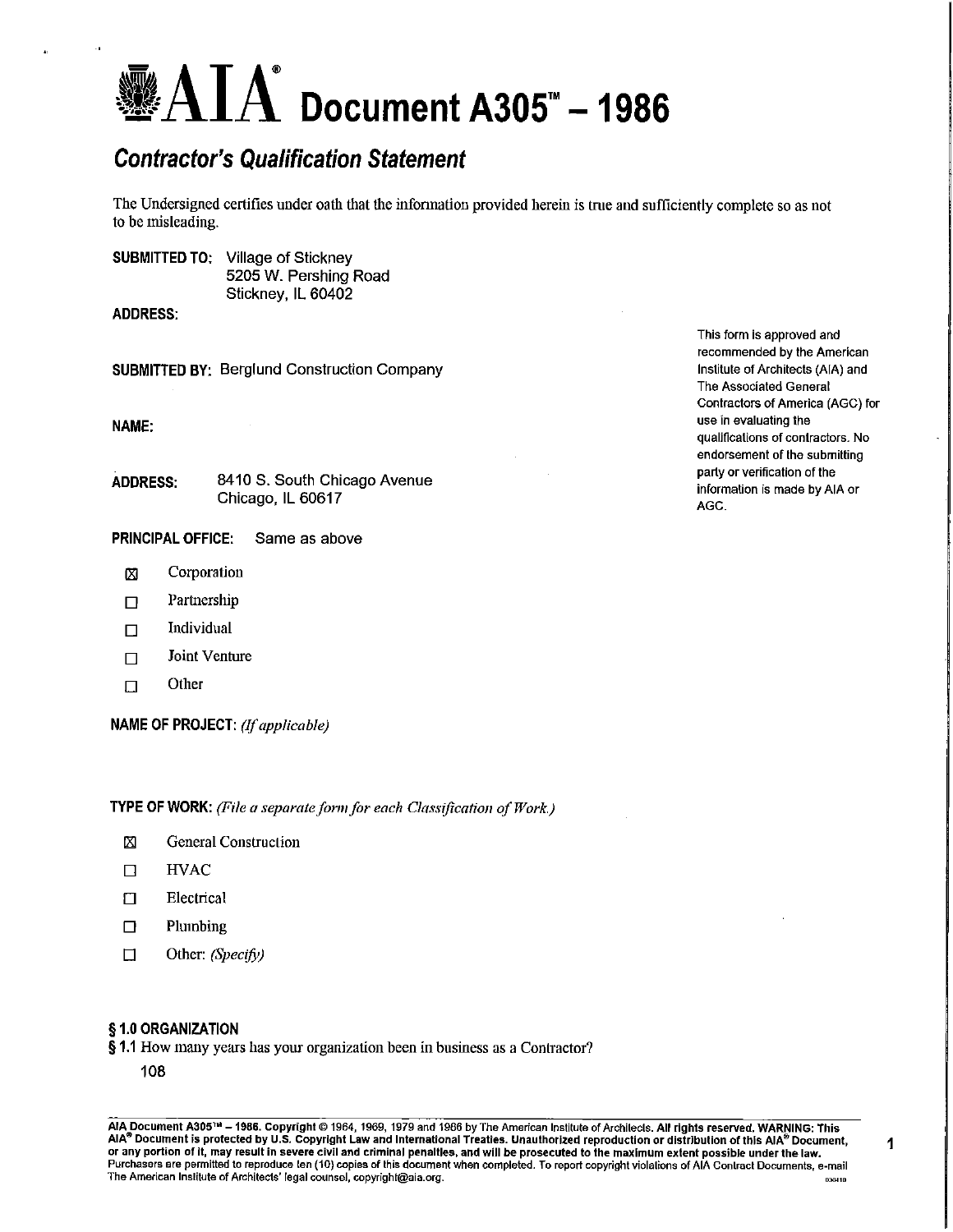# AIA® Document A305™ – 1986

## *Contractor's Qualification Statement*

The Undersigned certifies under oath that the information provided herein is true and sufficiently complete so as not to be misleading.

**SUBMITTED TO:** Village of Stickney
5205 W. Pershing Road
Stickney, IL 60402

**ADDRESS:**

This form is approved and recommended by the American Institute of Architects (AIA) and The Associated General Contractors of America (AGC) for use in evaluating the qualifications of contractors. No endorsement of the submitting party or verification of the information is made by AIA or AGC.

**SUBMITTED BY:** Berglund Construction Company

**NAME:**

**ADDRESS:** 8410 S. South Chicago Avenue
Chicago, IL 60617

**PRINCIPAL OFFICE:** Same as above

- ☒ Corporation
- ☐ Partnership
- ☐ Individual
- ☐ Joint Venture
- ☐ Other

**NAME OF PROJECT:** *(If applicable)*

**TYPE OF WORK:** *(File a separate form for each Classification of Work.)*

- ☒ General Construction
- ☐ HVAC
- ☐ Electrical
- ☐ Plumbing
- ☐ Other: *(Specify)*

### § 1.0 ORGANIZATION

**§ 1.1** How many years has your organization been in business as a Contractor?

108

**AIA Document A305™ – 1986. Copyright © 1964, 1969, 1979 and 1986 by The American Institute of Architects. All rights reserved. WARNING: This AIA® Document is protected by U.S. Copyright Law and International Treaties. Unauthorized reproduction or distribution of this AIA® Document, or any portion of it, may result in severe civil and criminal penalties, and will be prosecuted to the maximum extent possible under the law.** Purchasers are permitted to reproduce ten (10) copies of this document when completed. To report copyright violations of AIA Contract Documents, e-mail The American Institute of Architects' legal counsel, copyright@aia.org.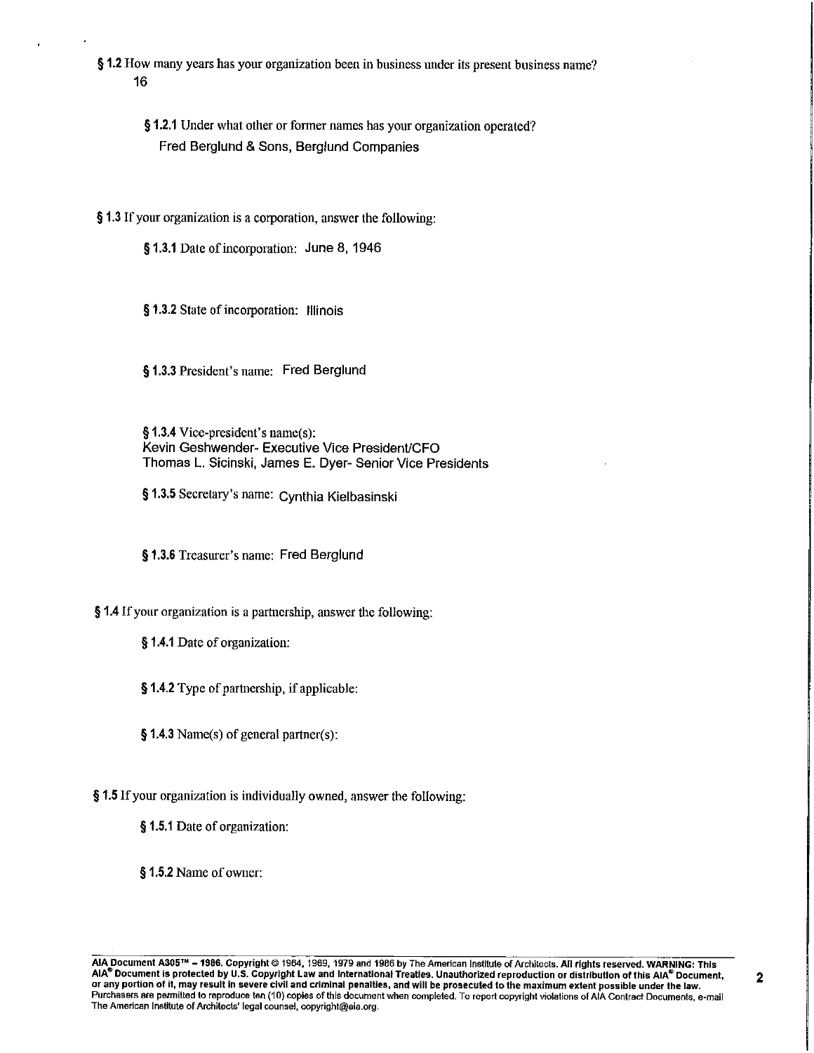**§ 1.2** How many years has your organization been in business under its present business name?

16

**§ 1.2.1** Under what other or former names has your organization operated?

Fred Berglund & Sons, Berglund Companies

**§ 1.3** If your organization is a corporation, answer the following:

**§ 1.3.1** Date of incorporation: June 8, 1946

**§ 1.3.2** State of incorporation: Illinois

**§ 1.3.3** President's name: Fred Berglund

**§ 1.3.4** Vice-president's name(s):
Kevin Geshwender- Executive Vice President/CFO
Thomas L. Sicinski, James E. Dyer- Senior Vice Presidents

**§ 1.3.5** Secretary's name: Cynthia Kielbasinski

**§ 1.3.6** Treasurer's name: Fred Berglund

**§ 1.4** If your organization is a partnership, answer the following:

**§ 1.4.1** Date of organization:

**§ 1.4.2** Type of partnership, if applicable:

**§ 1.4.3** Name(s) of general partner(s):

**§ 1.5** If your organization is individually owned, answer the following:

**§ 1.5.1** Date of organization:

**§ 1.5.2** Name of owner:

**AIA Document A305™ – 1986. Copyright © 1964, 1969, 1979 and 1986 by The American Institute of Architects. All rights reserved. WARNING: This AIA® Document is protected by U.S. Copyright Law and International Treaties. Unauthorized reproduction or distribution of this AIA® Document, or any portion of it, may result in severe civil and criminal penalties, and will be prosecuted to the maximum extent possible under the law.** Purchasers are permitted to reproduce ten (10) copies of this document when completed. To report copyright violations of AIA Contract Documents, e-mail The American Institute of Architects' legal counsel, copyright@aia.org.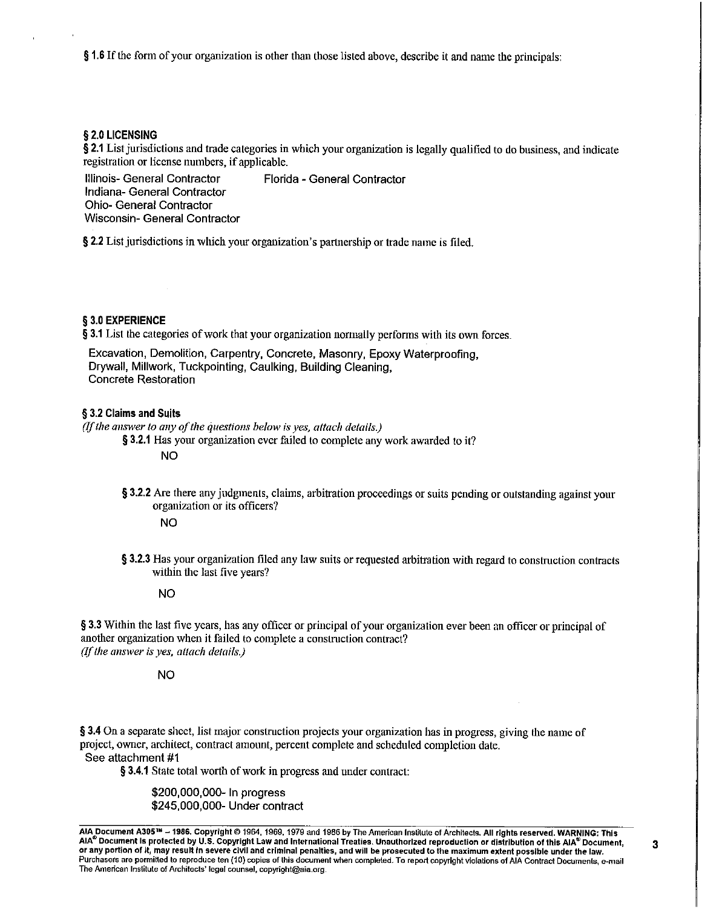§ 1.6 If the form of your organization is other than those listed above, describe it and name the principals:

## § 2.0 LICENSING

§ 2.1 List jurisdictions and trade categories in which your organization is legally qualified to do business, and indicate registration or license numbers, if applicable.

Illinois- General Contractor
Indiana- General Contractor
Ohio- General Contractor
Wisconsin- General Contractor
Florida - General Contractor

§ 2.2 List jurisdictions in which your organization's partnership or trade name is filed.

## § 3.0 EXPERIENCE

§ 3.1 List the categories of work that your organization normally performs with its own forces.

Excavation, Demolition, Carpentry, Concrete, Masonry, Epoxy Waterproofing, Drywall, Millwork, Tuckpointing, Caulking, Building Cleaning, Concrete Restoration

### § 3.2 Claims and Suits

*(If the answer to any of the questions below is yes, attach details.)*

§ 3.2.1 Has your organization ever failed to complete any work awarded to it?

NO

§ 3.2.2 Are there any judgments, claims, arbitration proceedings or suits pending or outstanding against your organization or its officers?

NO

§ 3.2.3 Has your organization filed any law suits or requested arbitration with regard to construction contracts within the last five years?

NO

§ 3.3 Within the last five years, has any officer or principal of your organization ever been an officer or principal of another organization when it failed to complete a construction contract?
*(If the answer is yes, attach details.)*

NO

§ 3.4 On a separate sheet, list major construction projects your organization has in progress, giving the name of project, owner, architect, contract amount, percent complete and scheduled completion date.
See attachment #1

§ 3.4.1 State total worth of work in progress and under contract:

$200,000,000- In progress
$245,000,000- Under contract

AIA Document A305™ – 1986. Copyright © 1964, 1969, 1979 and 1986 by The American Institute of Architects. All rights reserved. WARNING: This AIA® Document is protected by U.S. Copyright Law and International Treaties. Unauthorized reproduction or distribution of this AIA® Document, or any portion of it, may result in severe civil and criminal penalties, and will be prosecuted to the maximum extent possible under the law. Purchasers are permitted to reproduce ten (10) copies of this document when completed. To report copyright violations of AIA Contract Documents, e-mail The American Institute of Architects' legal counsel, copyright@aia.org.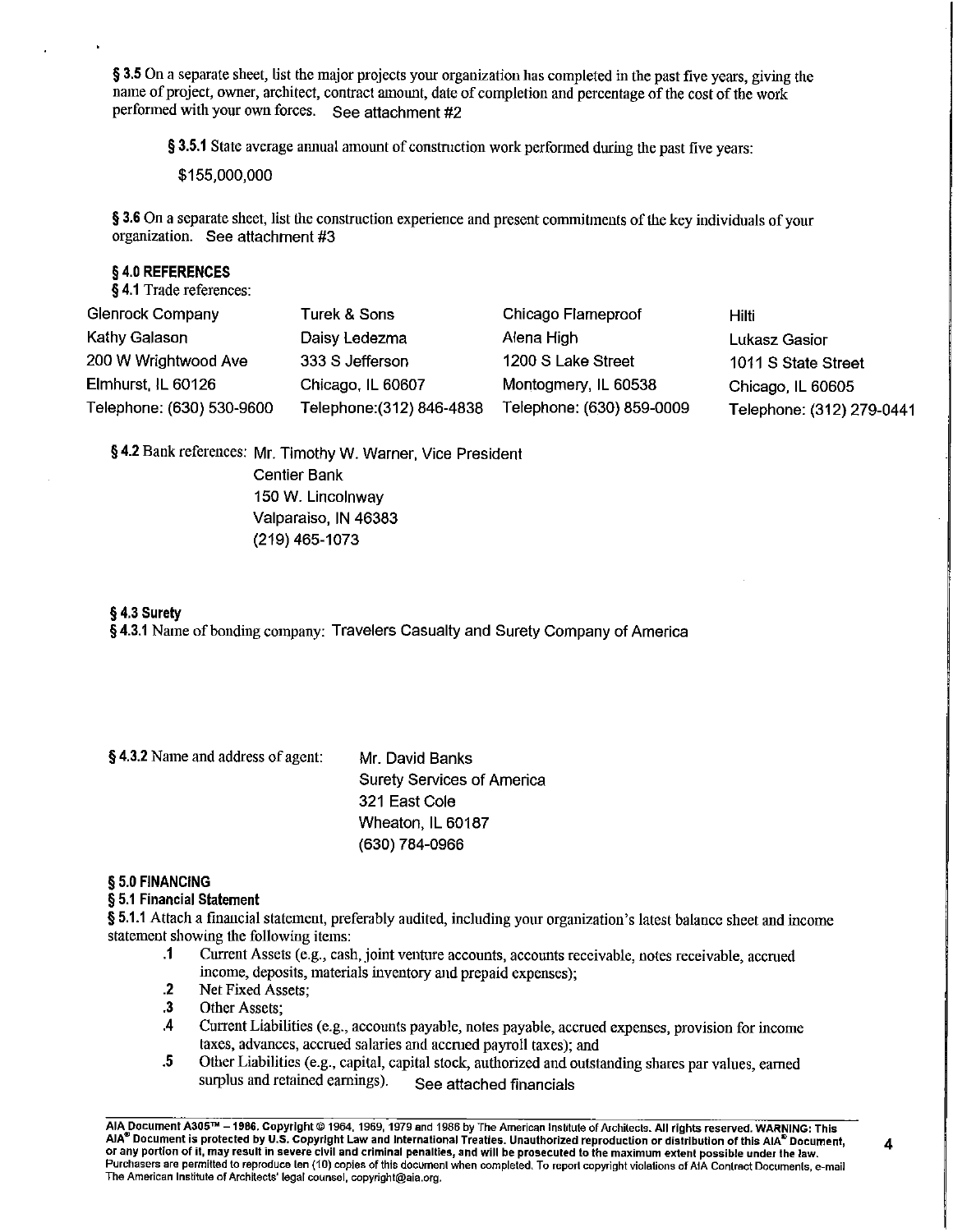**§ 3.5** On a separate sheet, list the major projects your organization has completed in the past five years, giving the name of project, owner, architect, contract amount, date of completion and percentage of the cost of the work performed with your own forces. See attachment #2

**§ 3.5.1** State average annual amount of construction work performed during the past five years:

$155,000,000

**§ 3.6** On a separate sheet, list the construction experience and present commitments of the key individuals of your organization. See attachment #3

**§ 4.0 REFERENCES**

**§ 4.1** Trade references:

| | | | |
|---|---|---|---|
| Glenrock Company | Turek & Sons | Chicago Flameproof | Hilti |
| Kathy Galason | Daisy Ledezma | Alena High | Lukasz Gasior |
| 200 W Wrightwood Ave | 333 S Jefferson | 1200 S Lake Street | 1011 S State Street |
| Elmhurst, IL 60126 | Chicago, IL 60607 | Montogmery, IL 60538 | Chicago, IL 60605 |
| Telephone: (630) 530-9600 | Telephone:(312) 846-4838 | Telephone: (630) 859-0009 | Telephone: (312) 279-0441 |

**§ 4.2** Bank references: Mr. Timothy W. Warner, Vice President
Centier Bank
150 W. Lincolnway
Valparaiso, IN 46383
(219) 465-1073

**§ 4.3 Surety**

**§ 4.3.1** Name of bonding company: Travelers Casualty and Surety Company of America

**§ 4.3.2** Name and address of agent: Mr. David Banks
Surety Services of America
321 East Cole
Wheaton, IL 60187
(630) 784-0966

**§ 5.0 FINANCING**

**§ 5.1 Financial Statement**

**§ 5.1.1** Attach a financial statement, preferably audited, including your organization's latest balance sheet and income statement showing the following items:

- **.1** Current Assets (e.g., cash, joint venture accounts, accounts receivable, notes receivable, accrued income, deposits, materials inventory and prepaid expenses);
- **.2** Net Fixed Assets;
- **.3** Other Assets;
- **.4** Current Liabilities (e.g., accounts payable, notes payable, accrued expenses, provision for income taxes, advances, accrued salaries and accrued payroll taxes); and
- **.5** Other Liabilities (e.g., capital, capital stock, authorized and outstanding shares par values, earned surplus and retained earnings). See attached financials

**AIA Document A305™ – 1986. Copyright © 1964, 1969, 1979 and 1986 by The American Institute of Architects. All rights reserved. WARNING: This AIA® Document is protected by U.S. Copyright Law and International Treaties. Unauthorized reproduction or distribution of this AIA® Document, or any portion of it, may result in severe civil and criminal penalties, and will be prosecuted to the maximum extent possible under the law.** Purchasers are permitted to reproduce ten (10) copies of this document when completed. To report copyright violations of AIA Contract Documents, e-mail The American Institute of Architects' legal counsel, copyright@aia.org.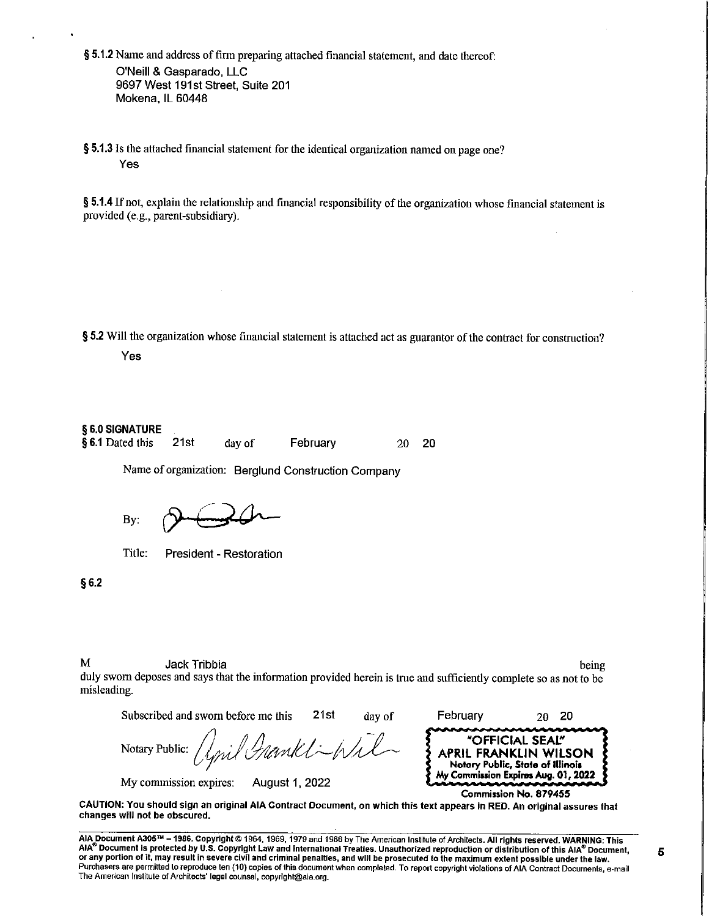**§ 5.1.2** Name and address of firm preparing attached financial statement, and date thereof:

O'Neill & Gasparado, LLC
9697 West 191st Street, Suite 201
Mokena, IL 60448

**§ 5.1.3** Is the attached financial statement for the identical organization named on page one?

Yes

**§ 5.1.4** If not, explain the relationship and financial responsibility of the organization whose financial statement is provided (e.g., parent-subsidiary).

**§ 5.2** Will the organization whose financial statement is attached act as guarantor of the contract for construction?

Yes

**§ 6.0 SIGNATURE**

**§ 6.1** Dated this 21st day of February 20 20

Name of organization: Berglund Construction Company

By: [signature]

Title: President - Restoration

**§ 6.2**

M Jack Tribbia being duly sworn deposes and says that the information provided herein is true and sufficiently complete so as not to be misleading.

Subscribed and sworn before me this 21st day of February 20 20

Notary Public: [signature]

My commission expires: August 1, 2022

"OFFICIAL SEAL"
APRIL FRANKLIN WILSON
Notary Public, State of Illinois
My Commission Expires Aug. 01, 2022
Commission No. 879455

**CAUTION: You should sign an original AIA Contract Document, on which this text appears in RED. An original assures that changes will not be obscured.**

AIA Document A305™ – 1986. Copyright © 1964, 1969, 1979 and 1986 by The American Institute of Architects. All rights reserved. WARNING: This AIA® Document is protected by U.S. Copyright Law and International Treaties. Unauthorized reproduction or distribution of this AIA® Document, or any portion of it, may result in severe civil and criminal penalties, and will be prosecuted to the maximum extent possible under the law. Purchasers are permitted to reproduce ten (10) copies of this document when completed. To report copyright violations of AIA Contract Documents, e-mail The American Institute of Architects' legal counsel, copyright@aia.org.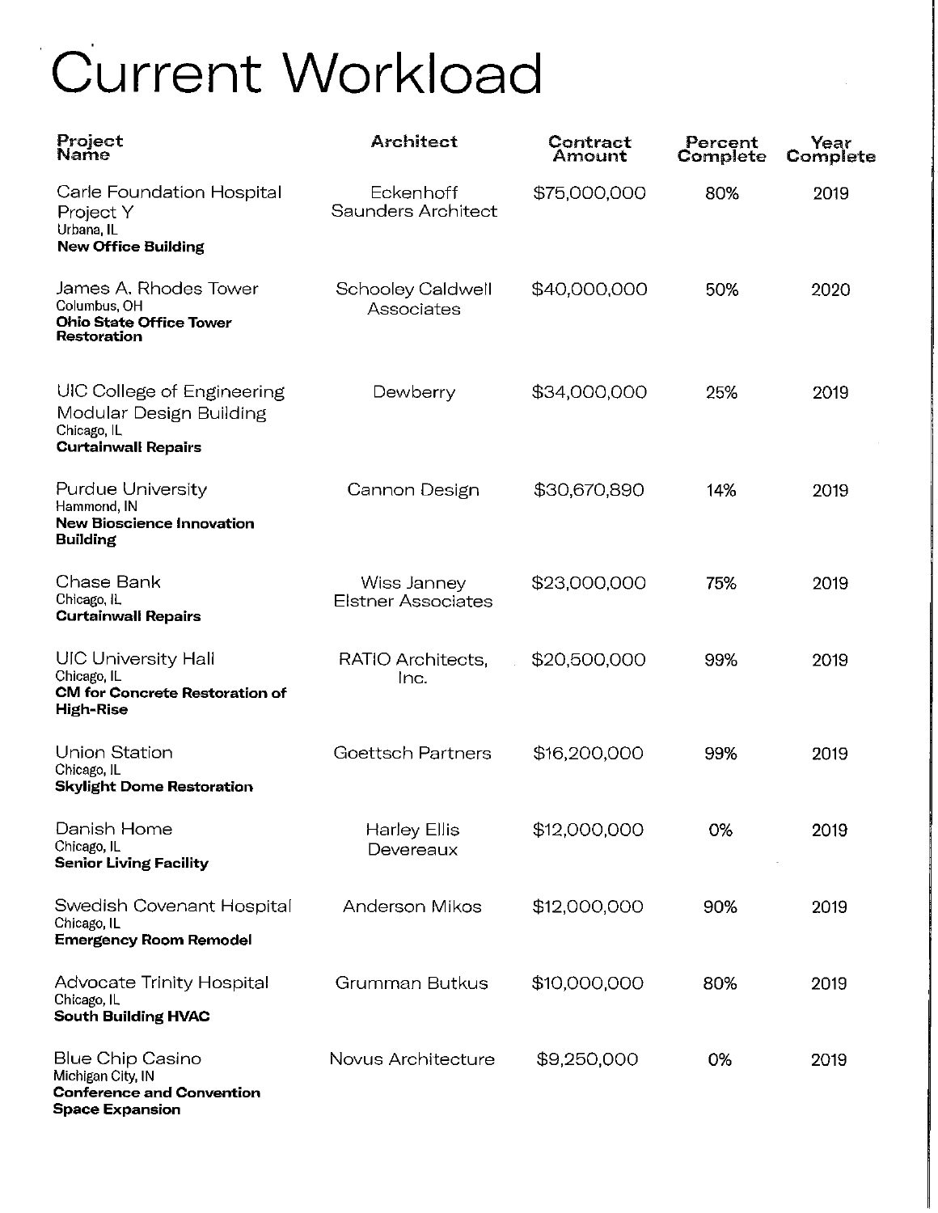# Current Workload

| Project Name | Architect | Contract Amount | Percent Complete | Year Complete |
|---|---|---|---|---|
| Carle Foundation Hospital Project Y<br>Urbana, IL<br>**New Office Building** | Eckenhoff Saunders Architect | $75,000,000 | 80% | 2019 |
| James A. Rhodes Tower<br>Columbus, OH<br>**Ohio State Office Tower Restoration** | Schooley Caldwell Associates | $40,000,000 | 50% | 2020 |
| UIC College of Engineering Modular Design Building<br>Chicago, IL<br>**Curtainwall Repairs** | Dewberry | $34,000,000 | 25% | 2019 |
| Purdue University<br>Hammond, IN<br>**New Bioscience Innovation Building** | Cannon Design | $30,670,890 | 14% | 2019 |
| Chase Bank<br>Chicago, IL<br>**Curtainwall Repairs** | Wiss Janney Elstner Associates | $23,000,000 | 75% | 2019 |
| UIC University Hall<br>Chicago, IL<br>**CM for Concrete Restoration of High-Rise** | RATIO Architects, Inc. | $20,500,000 | 99% | 2019 |
| Union Station<br>Chicago, IL<br>**Skylight Dome Restoration** | Goettsch Partners | $16,200,000 | 99% | 2019 |
| Danish Home<br>Chicago, IL<br>**Senior Living Facility** | Harley Ellis Devereaux | $12,000,000 | 0% | 2019 |
| Swedish Covenant Hospital<br>Chicago, IL<br>**Emergency Room Remodel** | Anderson Mikos | $12,000,000 | 90% | 2019 |
| Advocate Trinity Hospital<br>Chicago, IL<br>**South Building HVAC** | Grumman Butkus | $10,000,000 | 80% | 2019 |
| Blue Chip Casino<br>Michigan City, IN<br>**Conference and Convention Space Expansion** | Novus Architecture | $9,250,000 | 0% | 2019 |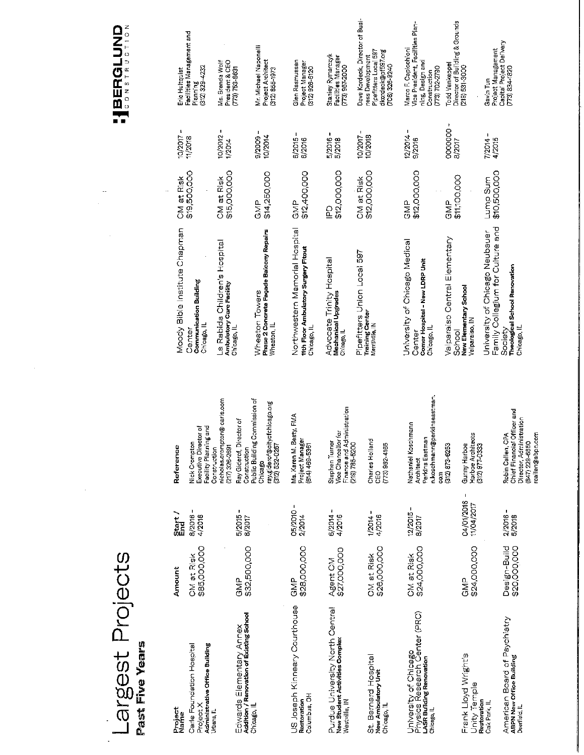# Largest Projects

## Past Five Years

**BERGLUND** CONSTRUCTION

| Project Name | Amount | Start / End | Reference |
|---|---|---|---|
| Carle Foundation Hospital Project X **Administrative Office Building** Urbana, IL | CM at Risk $85,000,000 | 8/2016 - 4/2018 | Nick Crompton Executive Director of Facility Planning and Construction nicholas.crompton@carle.com (217) 326-2691 |
| Edwards Elementary Annex **Addition / Renovation of Existing School** Chicago, IL | GMP $32,500,000 | 5/2015 - 8/2017 | Ray Giderof, Director of Construction Public Building Commission of Chicago ray.giderof@cityofchicago.org (312) 532-0267 |
| US Joseph Kinneary Courthouse **Restoration** Columbus, OH | GMP $28,000,000 | 05/2010 - 2/2014 | Ms. Karen M. Beaty, FMA Project Manager (614) 469-5361 |
| Purdue University North Central **New Student Activities Complex** Westville, IN | Agent CM $27,000,000 | 6/2014 - 4/2016 | Stephen Turner Vice Chancellor for Finance and Administration (219) 785-5200 |
| St. Bernard Hospital **New Ambulatory Unit** Chicago, IL | CM at Risk $26,000,000 | 1/2014 - 4/2016 | Charles Holland CEO (773) 962-4165 |
| University of Chicago Physics Research Center (PRC) **LASR Building Renovation** Chicago, IL | CM at Risk $24,000,000 | 12/2015 - 8/2017 | Nathaniel Koschmann Architect Perkins Eastman n.koschmann@perkinseastman.com (312) 873-6253 |
| Frank Lloyd Wright's Unity Temple **Restoration** Oak Park, IL | GMP $24,000,000 | 04/01/2016 - 11/04/2017 | Gunny Harboe Harboe Architects (312) 977-0333 |
| American Board of Psychiatry **ABPN New Office Building** Deerfield, IL | Design-Build $20,000,000 | 2/2016 - 5/2018 | Robin Callen, CPA Chief Financial Officer and Director, Administration (847) 229-6550 rcallen@abpn.com |
| Moody Bible Institute Chapman Center **Communication Building** Chicago, IL | CM at Risk $19,500,000 | 10/2017 - 11/2018 | Eric Hultquist Facilities Management and Planning (312) 329-4232 |
| La Rabida Children's Hospital **Ambulatory Care Facility** Chicago, IL | CM at Risk $15,000,000 | 10/2012 - 1/2014 | Ms. Brenda Wolf President & CEO (773) 753-8631 |
| Wheaton Towers **Phase 2 Concrete Façade Balcony Repairs** Wheaton, IL | GMP $14,250,000 | 9/2009 - 10/2014 | Mr. Michael Naponelli Project Architect (312) 655-1973 |
| Northwestern Memorial Hospital **11th Floor Ambulatory Surgery Fitout** Chicago, IL | GMP $12,400,000 | 6/2015 - 6/2016 | Glen Rasmussen Project Manager (312) 926-6120 |
| Advocate Trinity Hospital **Mechanical Upgrades** Chicago, IL | IPD $12,000,000 | 5/2016 - 5/2018 | Stanley Rymarczyk Facilities Manager (773) 967-2000 |
| Pipefitters Union Local 597 **Training Center** Merrillville, IN | CM at Risk $12,000,000 | 10/2017 - 10/2018 | Dave Kordeck, Director of Business Development Pipefitters Local 597 dkordeck@pf597.org (708) 326-9240 |
| University of Chicago Medical Center **Comer Hospital - New LDRP Unit** Chicago, IL | GMP $12,000,000 | 12/2014 - 9/2016 | Marco F. Capicchioni Vice President, Facilities Planning, Design and Construction (773) 702-2790 |
| Valparaiso Central Elementary School **New Elementary School** Valparaiso, IN | GMP $11,100,000 | 0000000 - 8/2017 | Todd Vankeppel Director of Building & Grounds (219) 531-3000 |
| University of Chicago Neubauer Family Collegium for Culture and Society **Theological School Renovation** Chicago, IL | Lump Sum $10,500,000 | 7/2014 - 4/2015 | Gavin Tun Project Management Capital Project Delivery (773) 834-1620 |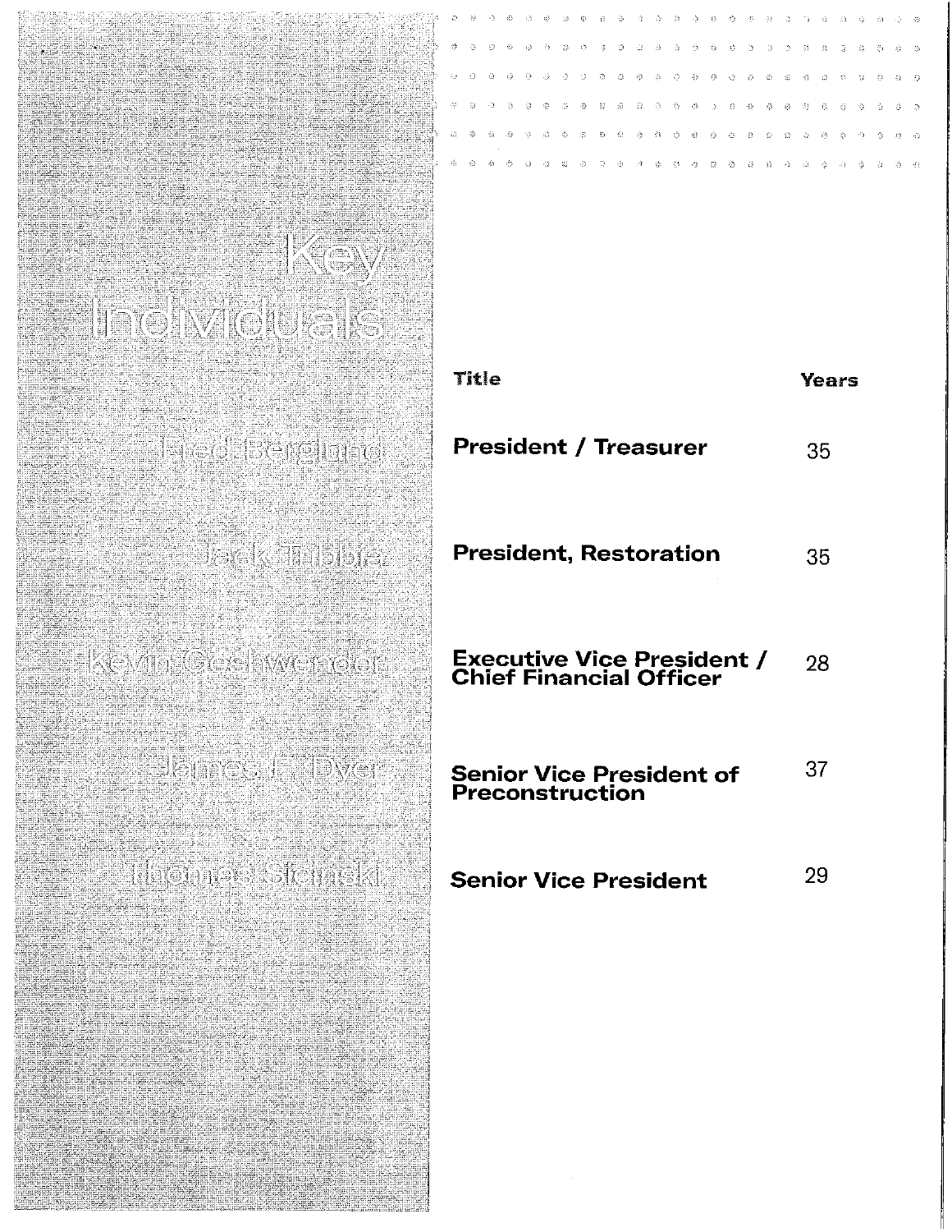# Key Individuals

| Name | Title | Years |
| --- | --- | --- |
| Fred Berglund | **President / Treasurer** | 35 |
| Jack Tribbia | **President, Restoration** | 35 |
| Kevin Goshwender | **Executive Vice President / Chief Financial Officer** | 28 |
| James F. Dyer | **Senior Vice President of Preconstruction** | 37 |
| Thomas Sicinski | **Senior Vice President** | 29 |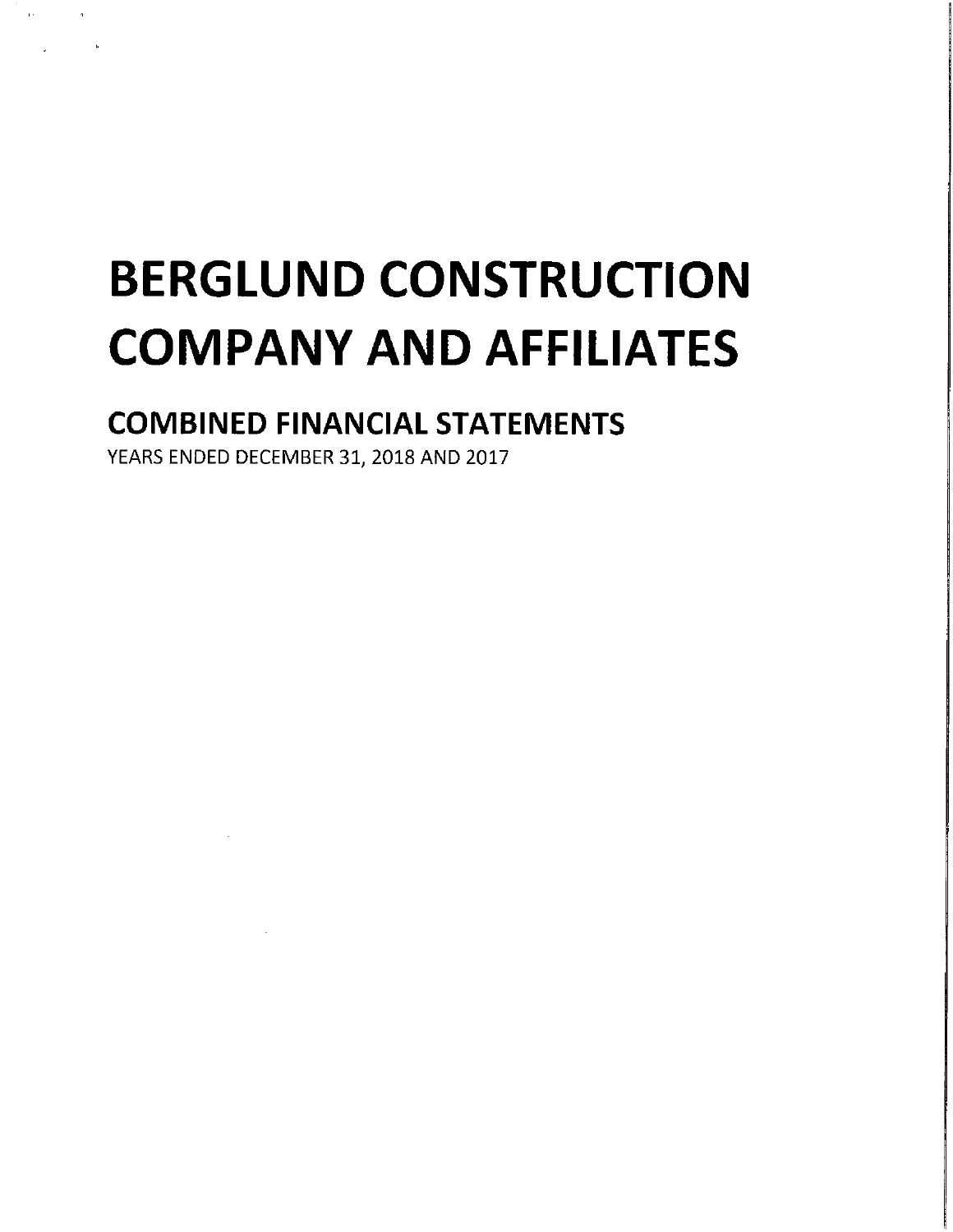# BERGLUND CONSTRUCTION COMPANY AND AFFILIATES

## COMBINED FINANCIAL STATEMENTS

YEARS ENDED DECEMBER 31, 2018 AND 2017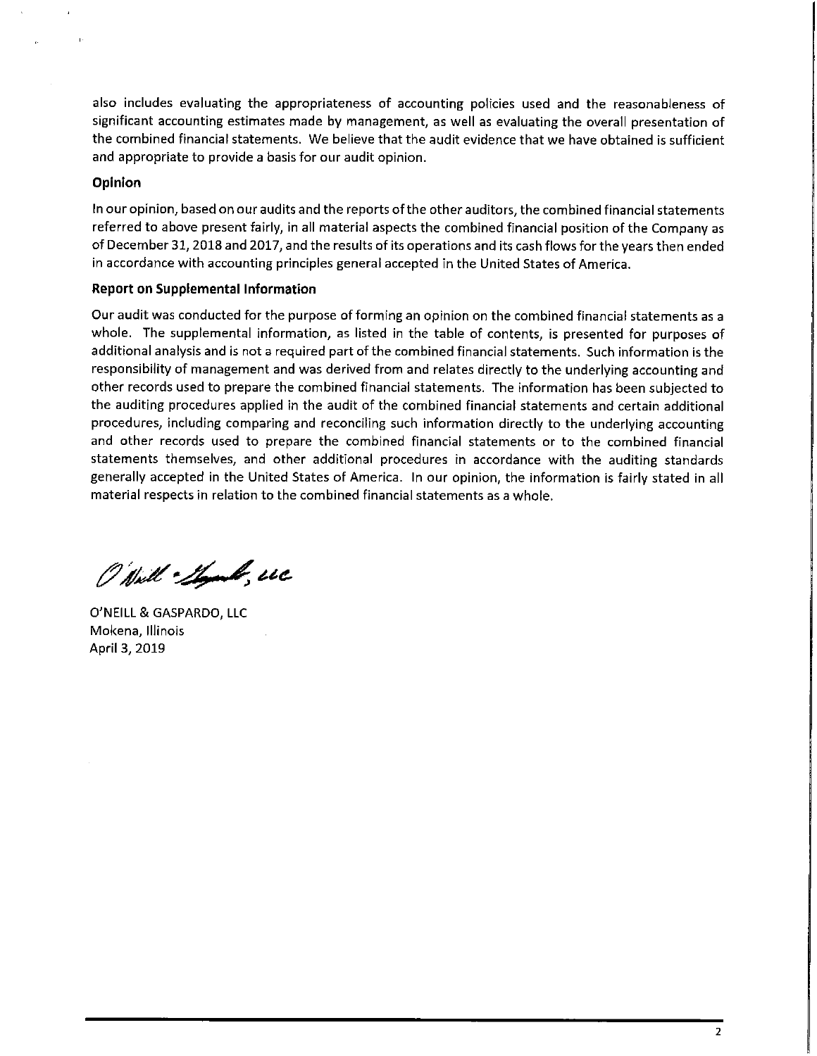also includes evaluating the appropriateness of accounting policies used and the reasonableness of significant accounting estimates made by management, as well as evaluating the overall presentation of the combined financial statements. We believe that the audit evidence that we have obtained is sufficient and appropriate to provide a basis for our audit opinion.

### Opinion

In our opinion, based on our audits and the reports of the other auditors, the combined financial statements referred to above present fairly, in all material aspects the combined financial position of the Company as of December 31, 2018 and 2017, and the results of its operations and its cash flows for the years then ended in accordance with accounting principles general accepted in the United States of America.

### Report on Supplemental Information

Our audit was conducted for the purpose of forming an opinion on the combined financial statements as a whole. The supplemental information, as listed in the table of contents, is presented for purposes of additional analysis and is not a required part of the combined financial statements. Such information is the responsibility of management and was derived from and relates directly to the underlying accounting and other records used to prepare the combined financial statements. The information has been subjected to the auditing procedures applied in the audit of the combined financial statements and certain additional procedures, including comparing and reconciling such information directly to the underlying accounting and other records used to prepare the combined financial statements or to the combined financial statements themselves, and other additional procedures in accordance with the auditing standards generally accepted in the United States of America. In our opinion, the information is fairly stated in all material respects in relation to the combined financial statements as a whole.

O'Neill & Gaspardo, LLC

O'NEILL & GASPARDO, LLC
Mokena, Illinois
April 3, 2019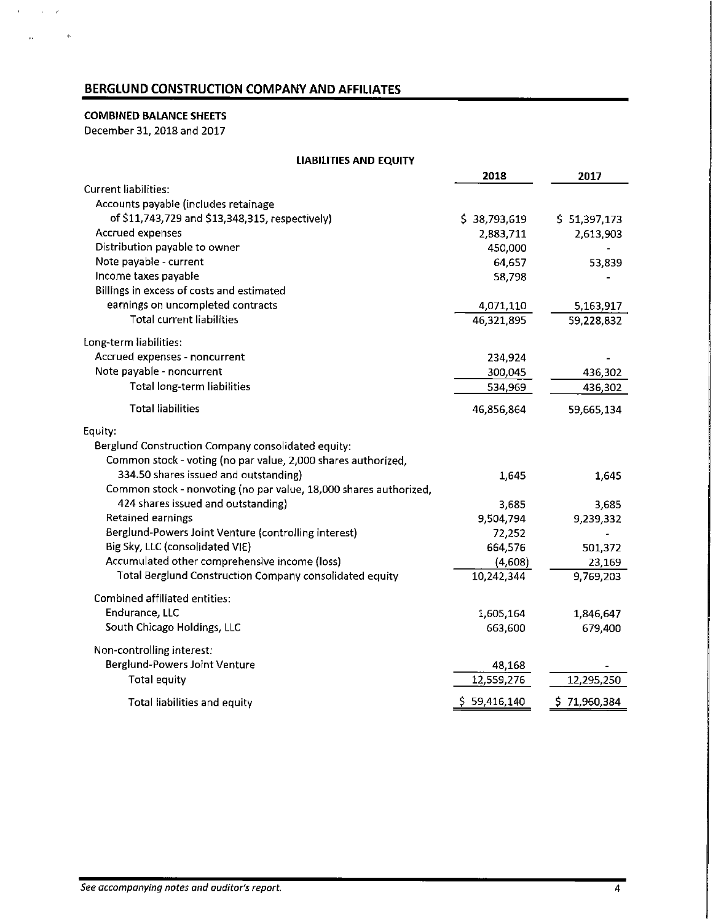# BERGLUND CONSTRUCTION COMPANY AND AFFILIATES

**COMBINED BALANCE SHEETS**

December 31, 2018 and 2017

**LIABILITIES AND EQUITY**

| | 2018 | 2017 |
|---|---|---|
| Current liabilities: | | |
| Accounts payable (includes retainage of $11,743,729 and $13,348,315, respectively) | $ 38,793,619 | $ 51,397,173 |
| Accrued expenses | 2,883,711 | 2,613,903 |
| Distribution payable to owner | 450,000 | - |
| Note payable - current | 64,657 | 53,839 |
| Income taxes payable | 58,798 | - |
| Billings in excess of costs and estimated earnings on uncompleted contracts | 4,071,110 | 5,163,917 |
| Total current liabilities | 46,321,895 | 59,228,832 |
| Long-term liabilities: | | |
| Accrued expenses - noncurrent | 234,924 | - |
| Note payable - noncurrent | 300,045 | 436,302 |
| Total long-term liabilities | 534,969 | 436,302 |
| Total liabilities | 46,856,864 | 59,665,134 |
| Equity: | | |
| Berglund Construction Company consolidated equity: | | |
| Common stock - voting (no par value, 2,000 shares authorized, 334.50 shares issued and outstanding) | 1,645 | 1,645 |
| Common stock - nonvoting (no par value, 18,000 shares authorized, 424 shares issued and outstanding) | 3,685 | 3,685 |
| Retained earnings | 9,504,794 | 9,239,332 |
| Berglund-Powers Joint Venture (controlling interest) | 72,252 | - |
| Big Sky, LLC (consolidated VIE) | 664,576 | 501,372 |
| Accumulated other comprehensive income (loss) | (4,608) | 23,169 |
| Total Berglund Construction Company consolidated equity | 10,242,344 | 9,769,203 |
| Combined affiliated entities: | | |
| Endurance, LLC | 1,605,164 | 1,846,647 |
| South Chicago Holdings, LLC | 663,600 | 679,400 |
| Non-controlling interest: | | |
| Berglund-Powers Joint Venture | 48,168 | - |
| Total equity | 12,559,276 | 12,295,250 |
| Total liabilities and equity | $ 59,416,140 | $ 71,960,384 |

*See accompanying notes and auditor's report.*